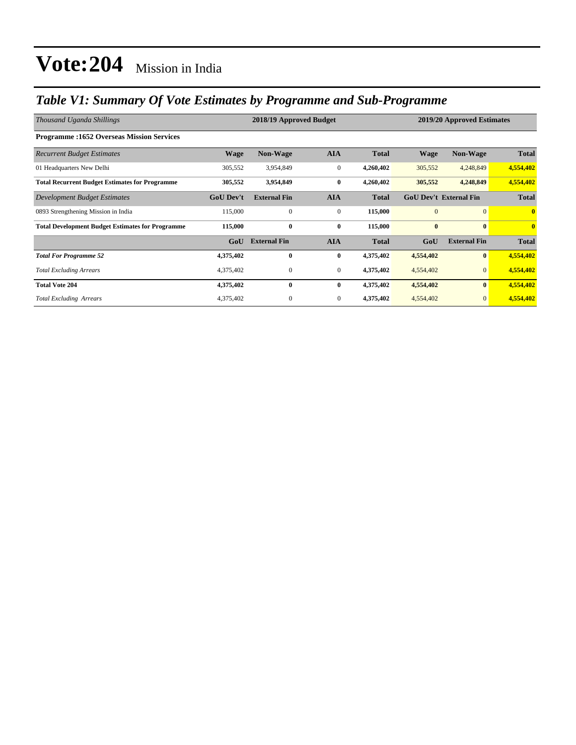# Vote:204 Mission in India

## *Table V1: Summary Of Vote Estimates by Programme and Sub-Programme*

| *Thousand Uganda Shillings* | 2018/19 Approved Budget | | | | 2019/20 Approved Estimates | | |
|---|---|---|---|---|---|---|---|
| **Programme :1652 Overseas Mission Services** | | | | | | | |
| *Recurrent Budget Estimates* | **Wage** | **Non-Wage** | **AIA** | **Total** | **Wage** | **Non-Wage** | **Total** |
| 01 Headquarters New Delhi | 305,552 | 3,954,849 | 0 | **4,260,402** | 305,552 | 4,248,849 | **4,554,402** |
| **Total Recurrent Budget Estimates for Programme** | **305,552** | **3,954,849** | **0** | **4,260,402** | **305,552** | **4,248,849** | **4,554,402** |
| *Development Budget Estimates* | **GoU Dev't** | **External Fin** | **AIA** | **Total** | **GoU Dev't** | **External Fin** | **Total** |
| 0893 Strengthening Mission in India | 115,000 | 0 | 0 | **115,000** | 0 | 0 | **0** |
| **Total Development Budget Estimates for Programme** | **115,000** | **0** | **0** | **115,000** | **0** | **0** | **0** |
| | **GoU** | **External Fin** | **AIA** | **Total** | **GoU** | **External Fin** | **Total** |
| ***Total For Programme 52*** | **4,375,402** | **0** | **0** | **4,375,402** | **4,554,402** | **0** | **4,554,402** |
| *Total Excluding Arrears* | 4,375,402 | 0 | 0 | **4,375,402** | 4,554,402 | 0 | **4,554,402** |
| **Total Vote 204** | **4,375,402** | **0** | **0** | **4,375,402** | **4,554,402** | **0** | **4,554,402** |
| *Total Excluding Arrears* | 4,375,402 | 0 | 0 | **4,375,402** | 4,554,402 | 0 | **4,554,402** |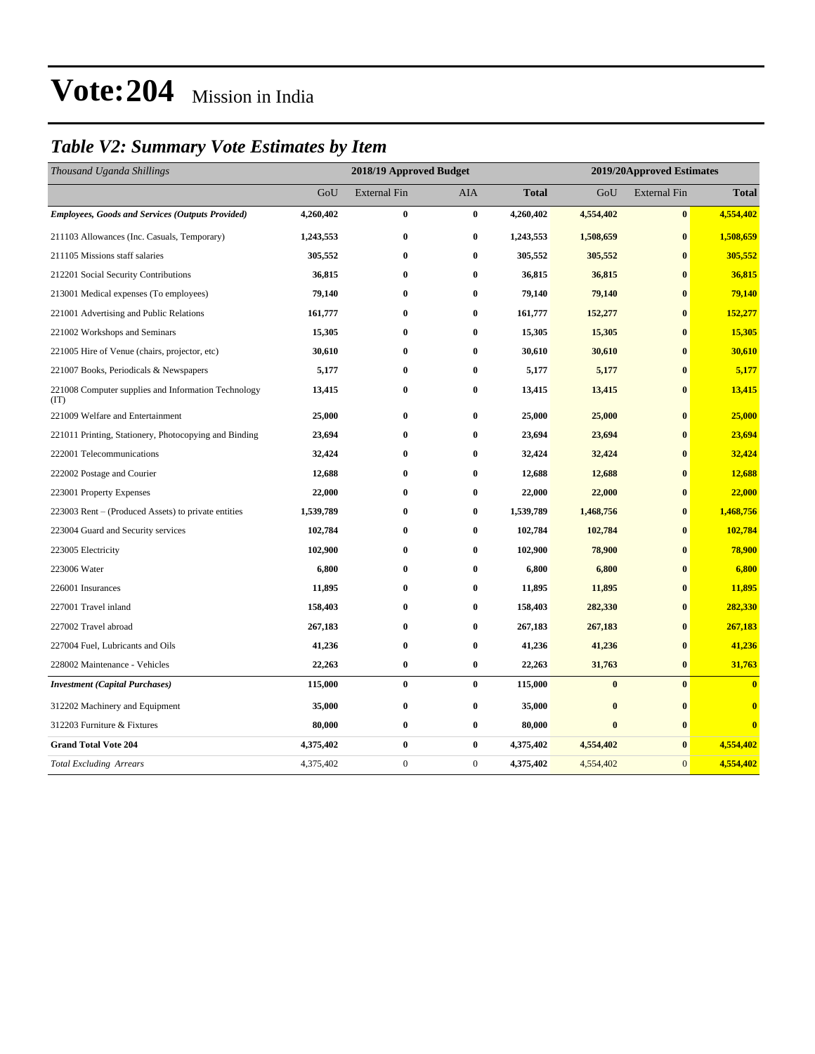# Vote:204 Mission in India

## *Table V2: Summary Vote Estimates by Item*

| *Thousand Uganda Shillings* | 2018/19 Approved Budget | | | | 2019/20Approved Estimates | | |
|---|---|---|---|---|---|---|---|
| | GoU | External Fin | AIA | Total | GoU | External Fin | Total |
| ***Employees, Goods and Services (Outputs Provided)*** | **4,260,402** | **0** | **0** | **4,260,402** | **4,554,402** | **0** | **4,554,402** |
| 211103 Allowances (Inc. Casuals, Temporary) | **1,243,553** | **0** | **0** | **1,243,553** | **1,508,659** | **0** | **1,508,659** |
| 211105 Missions staff salaries | **305,552** | **0** | **0** | **305,552** | **305,552** | **0** | **305,552** |
| 212201 Social Security Contributions | **36,815** | **0** | **0** | **36,815** | **36,815** | **0** | **36,815** |
| 213001 Medical expenses (To employees) | **79,140** | **0** | **0** | **79,140** | **79,140** | **0** | **79,140** |
| 221001 Advertising and Public Relations | **161,777** | **0** | **0** | **161,777** | **152,277** | **0** | **152,277** |
| 221002 Workshops and Seminars | **15,305** | **0** | **0** | **15,305** | **15,305** | **0** | **15,305** |
| 221005 Hire of Venue (chairs, projector, etc) | **30,610** | **0** | **0** | **30,610** | **30,610** | **0** | **30,610** |
| 221007 Books, Periodicals & Newspapers | **5,177** | **0** | **0** | **5,177** | **5,177** | **0** | **5,177** |
| 221008 Computer supplies and Information Technology (IT) | **13,415** | **0** | **0** | **13,415** | **13,415** | **0** | **13,415** |
| 221009 Welfare and Entertainment | **25,000** | **0** | **0** | **25,000** | **25,000** | **0** | **25,000** |
| 221011 Printing, Stationery, Photocopying and Binding | **23,694** | **0** | **0** | **23,694** | **23,694** | **0** | **23,694** |
| 222001 Telecommunications | **32,424** | **0** | **0** | **32,424** | **32,424** | **0** | **32,424** |
| 222002 Postage and Courier | **12,688** | **0** | **0** | **12,688** | **12,688** | **0** | **12,688** |
| 223001 Property Expenses | **22,000** | **0** | **0** | **22,000** | **22,000** | **0** | **22,000** |
| 223003 Rent – (Produced Assets) to private entities | **1,539,789** | **0** | **0** | **1,539,789** | **1,468,756** | **0** | **1,468,756** |
| 223004 Guard and Security services | **102,784** | **0** | **0** | **102,784** | **102,784** | **0** | **102,784** |
| 223005 Electricity | **102,900** | **0** | **0** | **102,900** | **78,900** | **0** | **78,900** |
| 223006 Water | **6,800** | **0** | **0** | **6,800** | **6,800** | **0** | **6,800** |
| 226001 Insurances | **11,895** | **0** | **0** | **11,895** | **11,895** | **0** | **11,895** |
| 227001 Travel inland | **158,403** | **0** | **0** | **158,403** | **282,330** | **0** | **282,330** |
| 227002 Travel abroad | **267,183** | **0** | **0** | **267,183** | **267,183** | **0** | **267,183** |
| 227004 Fuel, Lubricants and Oils | **41,236** | **0** | **0** | **41,236** | **41,236** | **0** | **41,236** |
| 228002 Maintenance - Vehicles | **22,263** | **0** | **0** | **22,263** | **31,763** | **0** | **31,763** |
| ***Investment (Capital Purchases)*** | **115,000** | **0** | **0** | **115,000** | **0** | **0** | **0** |
| 312202 Machinery and Equipment | **35,000** | **0** | **0** | **35,000** | **0** | **0** | **0** |
| 312203 Furniture & Fixtures | **80,000** | **0** | **0** | **80,000** | **0** | **0** | **0** |
| **Grand Total Vote 204** | **4,375,402** | **0** | **0** | **4,375,402** | **4,554,402** | **0** | **4,554,402** |
| *Total Excluding Arrears* | 4,375,402 | 0 | 0 | **4,375,402** | 4,554,402 | 0 | **4,554,402** |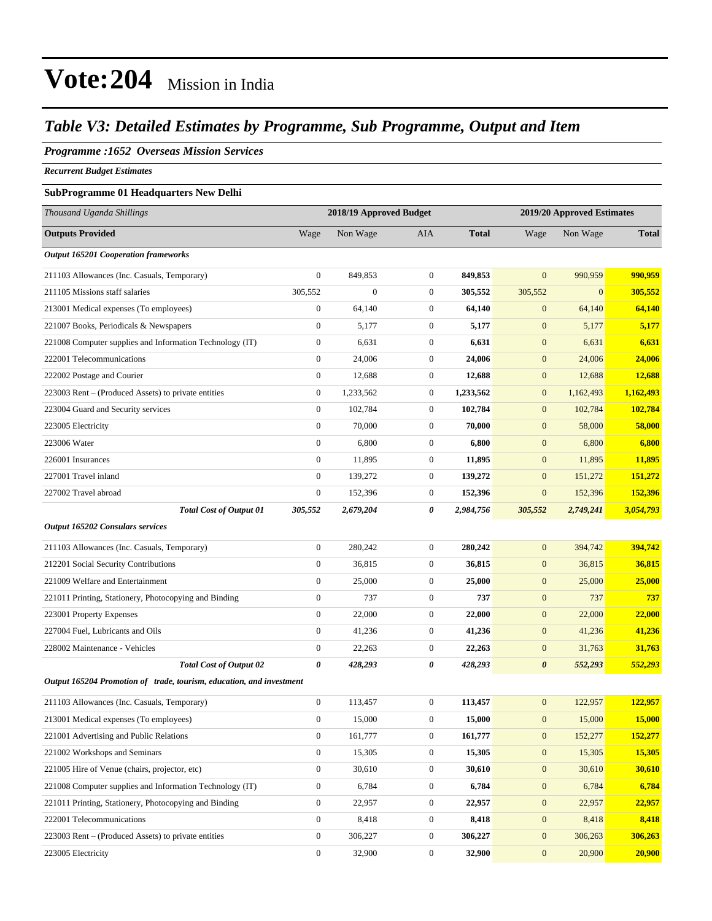# Vote:204 Mission in India

## *Table V3: Detailed Estimates by Programme, Sub Programme, Output and Item*

### *Programme :1652 Overseas Mission Services*

*Recurrent Budget Estimates*

**SubProgramme 01 Headquarters New Delhi**

| *Thousand Uganda Shillings* | 2018/19 Approved Budget | | | | 2019/20 Approved Estimates | | |
|---|---|---|---|---|---|---|---|
| **Outputs Provided** | Wage | Non Wage | AIA | **Total** | Wage | Non Wage | **Total** |
| ***Output 165201 Cooperation frameworks*** | | | | | | | |
| 211103 Allowances (Inc. Casuals, Temporary) | 0 | 849,853 | 0 | **849,853** | 0 | 990,959 | **990,959** |
| 211105 Missions staff salaries | 305,552 | 0 | 0 | **305,552** | 305,552 | 0 | **305,552** |
| 213001 Medical expenses (To employees) | 0 | 64,140 | 0 | **64,140** | 0 | 64,140 | **64,140** |
| 221007 Books, Periodicals & Newspapers | 0 | 5,177 | 0 | **5,177** | 0 | 5,177 | **5,177** |
| 221008 Computer supplies and Information Technology (IT) | 0 | 6,631 | 0 | **6,631** | 0 | 6,631 | **6,631** |
| 222001 Telecommunications | 0 | 24,006 | 0 | **24,006** | 0 | 24,006 | **24,006** |
| 222002 Postage and Courier | 0 | 12,688 | 0 | **12,688** | 0 | 12,688 | **12,688** |
| 223003 Rent – (Produced Assets) to private entities | 0 | 1,233,562 | 0 | **1,233,562** | 0 | 1,162,493 | **1,162,493** |
| 223004 Guard and Security services | 0 | 102,784 | 0 | **102,784** | 0 | 102,784 | **102,784** |
| 223005 Electricity | 0 | 70,000 | 0 | **70,000** | 0 | 58,000 | **58,000** |
| 223006 Water | 0 | 6,800 | 0 | **6,800** | 0 | 6,800 | **6,800** |
| 226001 Insurances | 0 | 11,895 | 0 | **11,895** | 0 | 11,895 | **11,895** |
| 227001 Travel inland | 0 | 139,272 | 0 | **139,272** | 0 | 151,272 | **151,272** |
| 227002 Travel abroad | 0 | 152,396 | 0 | **152,396** | 0 | 152,396 | **152,396** |
| ***Total Cost of Output 01*** | ***305,552*** | ***2,679,204*** | ***0*** | ***2,984,756*** | ***305,552*** | ***2,749,241*** | ***3,054,793*** |
| ***Output 165202 Consulars services*** | | | | | | | |
| 211103 Allowances (Inc. Casuals, Temporary) | 0 | 280,242 | 0 | **280,242** | 0 | 394,742 | **394,742** |
| 212201 Social Security Contributions | 0 | 36,815 | 0 | **36,815** | 0 | 36,815 | **36,815** |
| 221009 Welfare and Entertainment | 0 | 25,000 | 0 | **25,000** | 0 | 25,000 | **25,000** |
| 221011 Printing, Stationery, Photocopying and Binding | 0 | 737 | 0 | **737** | 0 | 737 | **737** |
| 223001 Property Expenses | 0 | 22,000 | 0 | **22,000** | 0 | 22,000 | **22,000** |
| 227004 Fuel, Lubricants and Oils | 0 | 41,236 | 0 | **41,236** | 0 | 41,236 | **41,236** |
| 228002 Maintenance - Vehicles | 0 | 22,263 | 0 | **22,263** | 0 | 31,763 | **31,763** |
| ***Total Cost of Output 02*** | ***0*** | ***428,293*** | ***0*** | ***428,293*** | ***0*** | ***552,293*** | ***552,293*** |
| ***Output 165204 Promotion of trade, tourism, education, and investment*** | | | | | | | |
| 211103 Allowances (Inc. Casuals, Temporary) | 0 | 113,457 | 0 | **113,457** | 0 | 122,957 | **122,957** |
| 213001 Medical expenses (To employees) | 0 | 15,000 | 0 | **15,000** | 0 | 15,000 | **15,000** |
| 221001 Advertising and Public Relations | 0 | 161,777 | 0 | **161,777** | 0 | 152,277 | **152,277** |
| 221002 Workshops and Seminars | 0 | 15,305 | 0 | **15,305** | 0 | 15,305 | **15,305** |
| 221005 Hire of Venue (chairs, projector, etc) | 0 | 30,610 | 0 | **30,610** | 0 | 30,610 | **30,610** |
| 221008 Computer supplies and Information Technology (IT) | 0 | 6,784 | 0 | **6,784** | 0 | 6,784 | **6,784** |
| 221011 Printing, Stationery, Photocopying and Binding | 0 | 22,957 | 0 | **22,957** | 0 | 22,957 | **22,957** |
| 222001 Telecommunications | 0 | 8,418 | 0 | **8,418** | 0 | 8,418 | **8,418** |
| 223003 Rent – (Produced Assets) to private entities | 0 | 306,227 | 0 | **306,227** | 0 | 306,263 | **306,263** |
| 223005 Electricity | 0 | 32,900 | 0 | **32,900** | 0 | 20,900 | **20,900** |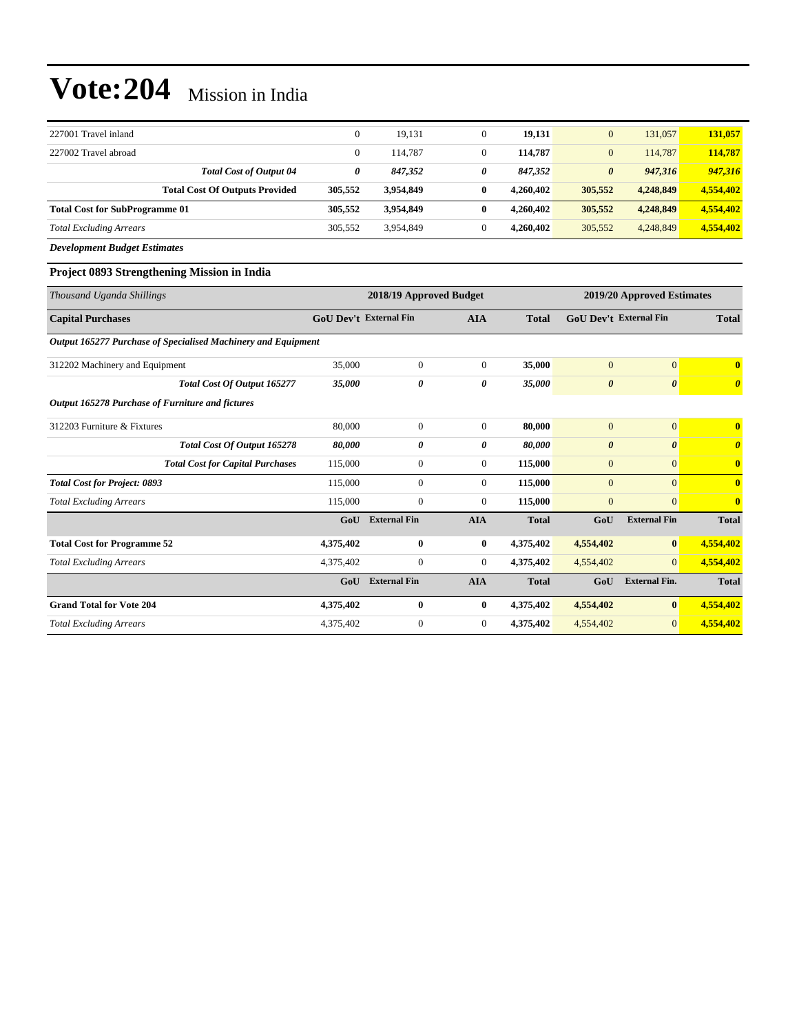# Vote:204 Mission in India

| | | | | | | | |
|---|---|---|---|---|---|---|---|
| 227001 Travel inland | 0 | 19,131 | 0 | **19,131** | 0 | 131,057 | **131,057** |
| 227002 Travel abroad | 0 | 114,787 | 0 | **114,787** | 0 | 114,787 | **114,787** |
| ***Total Cost of Output 04*** | ***0*** | ***847,352*** | ***0*** | ***847,352*** | ***0*** | ***947,316*** | ***947,316*** |
| **Total Cost Of Outputs Provided** | **305,552** | **3,954,849** | **0** | **4,260,402** | **305,552** | **4,248,849** | **4,554,402** |
| **Total Cost for SubProgramme 01** | **305,552** | **3,954,849** | **0** | **4,260,402** | **305,552** | **4,248,849** | **4,554,402** |
| *Total Excluding Arrears* | 305,552 | 3,954,849 | 0 | **4,260,402** | 305,552 | 4,248,849 | **4,554,402** |

***Development Budget Estimates***

**Project 0893 Strengthening Mission in India**

| *Thousand Uganda Shillings* | 2018/19 Approved Budget | | | | 2019/20 Approved Estimates | | |
|---|---|---|---|---|---|---|---|
| **Capital Purchases** | **GoU Dev't** | **External Fin** | **AIA** | **Total** | **GoU Dev't** | **External Fin** | **Total** |
| ***Output 165277 Purchase of Specialised Machinery and Equipment*** | | | | | | | |
| 312202 Machinery and Equipment | 35,000 | 0 | 0 | **35,000** | 0 | 0 | **0** |
| ***Total Cost Of Output 165277*** | ***35,000*** | ***0*** | ***0*** | ***35,000*** | ***0*** | ***0*** | ***0*** |
| ***Output 165278 Purchase of Furniture and fictures*** | | | | | | | |
| 312203 Furniture & Fixtures | 80,000 | 0 | 0 | **80,000** | 0 | 0 | **0** |
| ***Total Cost Of Output 165278*** | ***80,000*** | ***0*** | ***0*** | ***80,000*** | ***0*** | ***0*** | ***0*** |
| ***Total Cost for Capital Purchases*** | 115,000 | 0 | 0 | **115,000** | 0 | 0 | **0** |
| ***Total Cost for Project: 0893*** | 115,000 | 0 | 0 | **115,000** | 0 | 0 | **0** |
| *Total Excluding Arrears* | 115,000 | 0 | 0 | **115,000** | 0 | 0 | **0** |
| | **GoU** | **External Fin** | **AIA** | **Total** | **GoU** | **External Fin** | **Total** |
| **Total Cost for Programme 52** | **4,375,402** | **0** | **0** | **4,375,402** | **4,554,402** | **0** | **4,554,402** |
| *Total Excluding Arrears* | 4,375,402 | 0 | 0 | **4,375,402** | 4,554,402 | 0 | **4,554,402** |
| | **GoU** | **External Fin** | **AIA** | **Total** | **GoU** | **External Fin.** | **Total** |
| **Grand Total for Vote 204** | **4,375,402** | **0** | **0** | **4,375,402** | **4,554,402** | **0** | **4,554,402** |
| *Total Excluding Arrears* | 4,375,402 | 0 | 0 | **4,375,402** | 4,554,402 | 0 | **4,554,402** |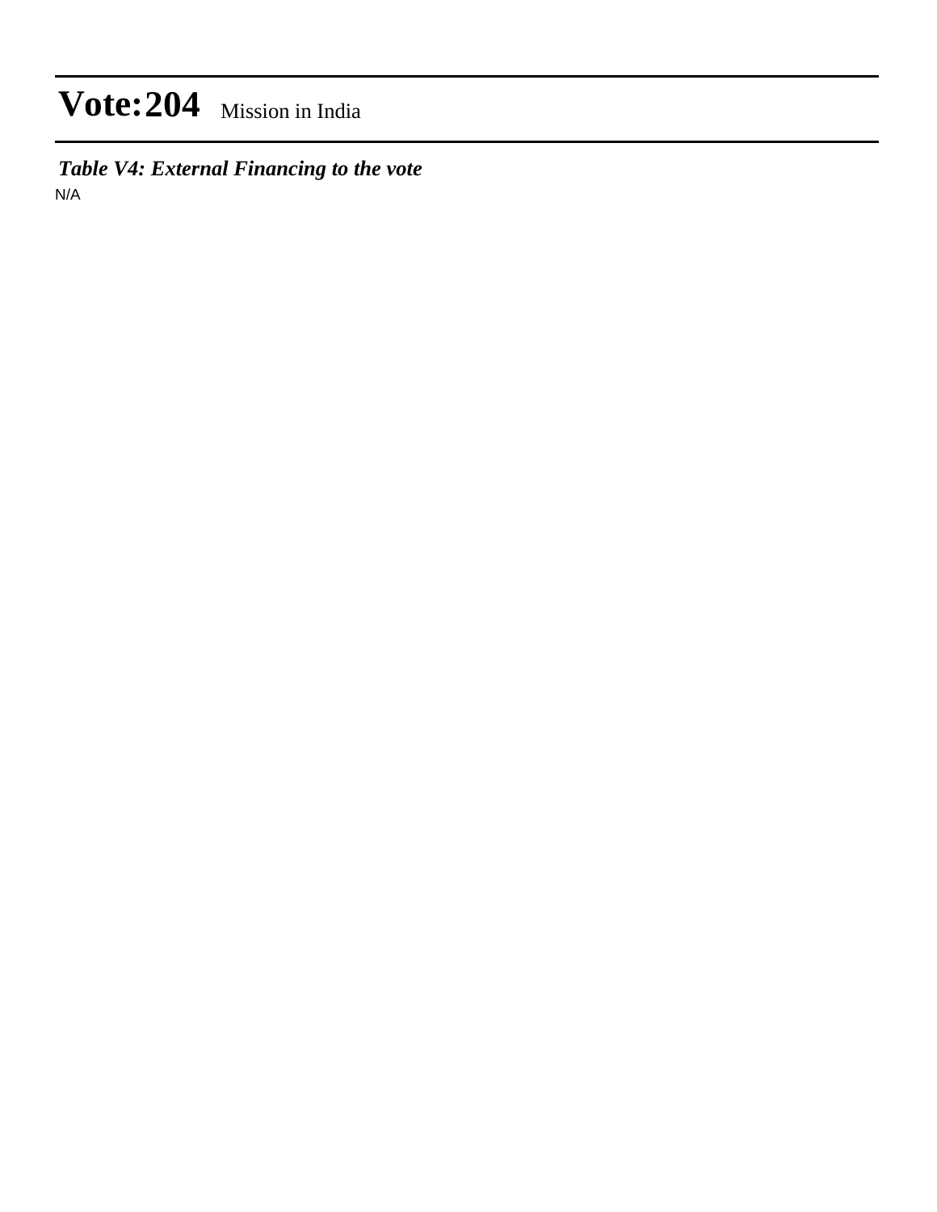# Vote:204 Mission in India

***Table V4: External Financing to the vote***

N/A